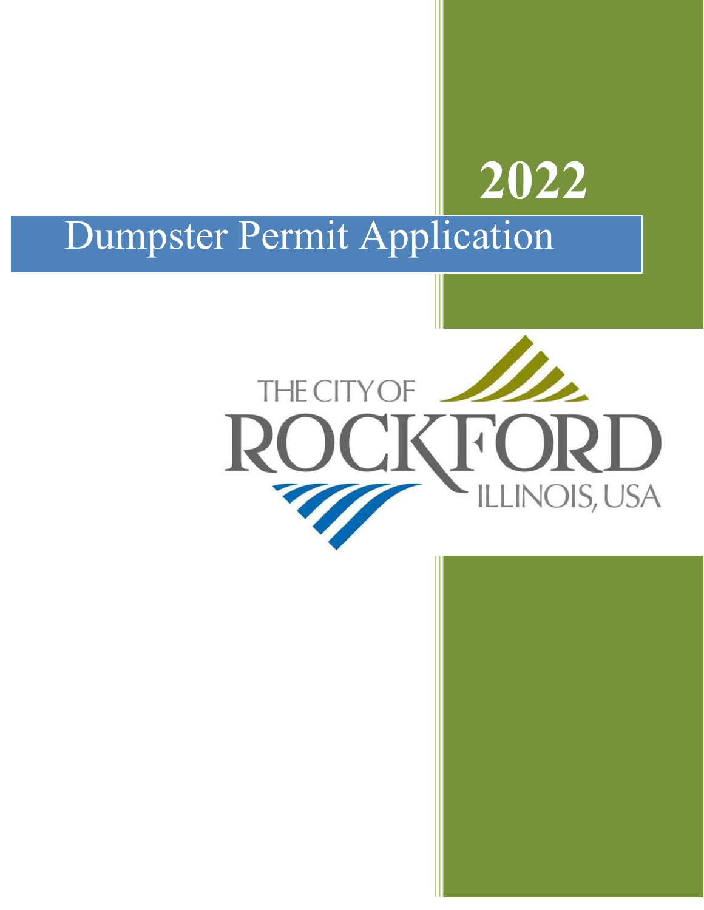# 2022

# Dumpster Permit Application

THE CITY OF ROCKFORD ILLINOIS, USA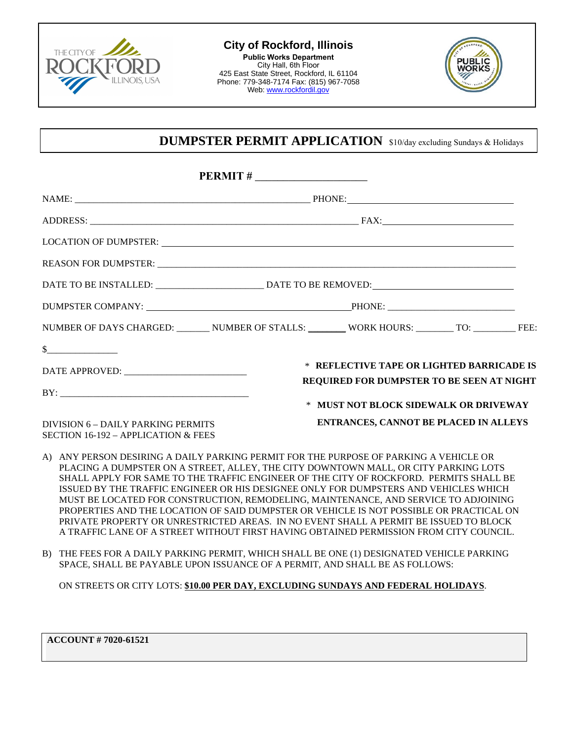**City of Rockford, Illinois**
**Public Works Department**
City Hall, 6th Floor
425 East State Street, Rockford, IL 61104
Phone: 779-348-7174 Fax: (815) 967-7058
Web: www.rockfordil.gov

# DUMPSTER PERMIT APPLICATION $10/day excluding Sundays & Holidays

**PERMIT # ____________________**

NAME: ______________________________________________ PHONE: ________________________________

ADDRESS: ____________________________________________________ FAX: ________________________

LOCATION OF DUMPSTER: ______________________________________________________________

REASON FOR DUMPSTER: _______________________________________________________________

DATE TO BE INSTALLED: ____________________ DATE TO BE REMOVED: __________________________

DUMPSTER COMPANY: _____________________________________ PHONE: _________________________

NUMBER OF DAYS CHARGED: _______ NUMBER OF STALLS: ________ WORK HOURS: ________ TO: _________ FEE: $______________

DATE APPROVED: _________________________

BY: _______________________________________

\* **REFLECTIVE TAPE OR LIGHTED BARRICADE IS REQUIRED FOR DUMPSTER TO BE SEEN AT NIGHT**

\* **MUST NOT BLOCK SIDEWALK OR DRIVEWAY ENTRANCES, CANNOT BE PLACED IN ALLEYS**

DIVISION 6 – DAILY PARKING PERMITS
SECTION 16-192 – APPLICATION & FEES

A) ANY PERSON DESIRING A DAILY PARKING PERMIT FOR THE PURPOSE OF PARKING A VEHICLE OR PLACING A DUMPSTER ON A STREET, ALLEY, THE CITY DOWNTOWN MALL, OR CITY PARKING LOTS SHALL APPLY FOR SAME TO THE TRAFFIC ENGINEER OF THE CITY OF ROCKFORD. PERMITS SHALL BE ISSUED BY THE TRAFFIC ENGINEER OR HIS DESIGNEE ONLY FOR DUMPSTERS AND VEHICLES WHICH MUST BE LOCATED FOR CONSTRUCTION, REMODELING, MAINTENANCE, AND SERVICE TO ADJOINING PROPERTIES AND THE LOCATION OF SAID DUMPSTER OR VEHICLE IS NOT POSSIBLE OR PRACTICAL ON PRIVATE PROPERTY OR UNRESTRICTED AREAS. IN NO EVENT SHALL A PERMIT BE ISSUED TO BLOCK A TRAFFIC LANE OF A STREET WITHOUT FIRST HAVING OBTAINED PERMISSION FROM CITY COUNCIL.

B) THE FEES FOR A DAILY PARKING PERMIT, WHICH SHALL BE ONE (1) DESIGNATED VEHICLE PARKING SPACE, SHALL BE PAYABLE UPON ISSUANCE OF A PERMIT, AND SHALL BE AS FOLLOWS:

ON STREETS OR CITY LOTS: **$10.00 PER DAY, EXCLUDING SUNDAYS AND FEDERAL HOLIDAYS**.

**ACCOUNT # 7020-61521**